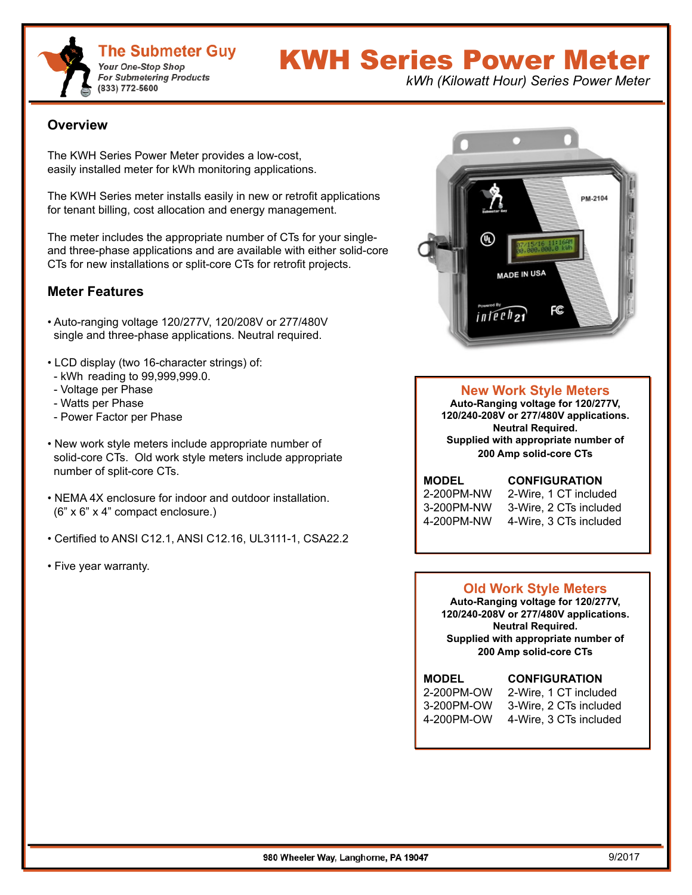The Submeter Guy
*Your One-Stop Shop For Submetering Products*
(833) 772-5600

# KWH Series Power Meter

*kWh (Kilowatt Hour) Series Power Meter*

## Overview

The KWH Series Power Meter provides a low-cost, easily installed meter for kWh monitoring applications.

The KWH Series meter installs easily in new or retrofit applications for tenant billing, cost allocation and energy management.

The meter includes the appropriate number of CTs for your single- and three-phase applications and are available with either solid-core CTs for new installations or split-core CTs for retrofit projects.

## Meter Features

- Auto-ranging voltage 120/277V, 120/208V or 277/480V single and three-phase applications. Neutral required.
- LCD display (two 16-character strings) of:
  - kWh reading to 99,999,999.0.
  - Voltage per Phase
  - Watts per Phase
  - Power Factor per Phase
- New work style meters include appropriate number of solid-core CTs. Old work style meters include appropriate number of split-core CTs.
- NEMA 4X enclosure for indoor and outdoor installation. (6" x 6" x 4" compact enclosure.)
- Certified to ANSI C12.1, ANSI C12.16, UL3111-1, CSA22.2
- Five year warranty.

### New Work Style Meters

**Auto-Ranging voltage for 120/277V, 120/240-208V or 277/480V applications. Neutral Required. Supplied with appropriate number of 200 Amp solid-core CTs**

| MODEL | CONFIGURATION |
|---|---|
| 2-200PM-NW | 2-Wire, 1 CT included |
| 3-200PM-NW | 3-Wire, 2 CTs included |
| 4-200PM-NW | 4-Wire, 3 CTs included |

### Old Work Style Meters

**Auto-Ranging voltage for 120/277V, 120/240-208V or 277/480V applications. Neutral Required. Supplied with appropriate number of 200 Amp solid-core CTs**

| MODEL | CONFIGURATION |
|---|---|
| 2-200PM-OW | 2-Wire, 1 CT included |
| 3-200PM-OW | 3-Wire, 2 CTs included |
| 4-200PM-OW | 4-Wire, 3 CTs included |

980 Wheeler Way, Langhorne, PA 19047

9/2017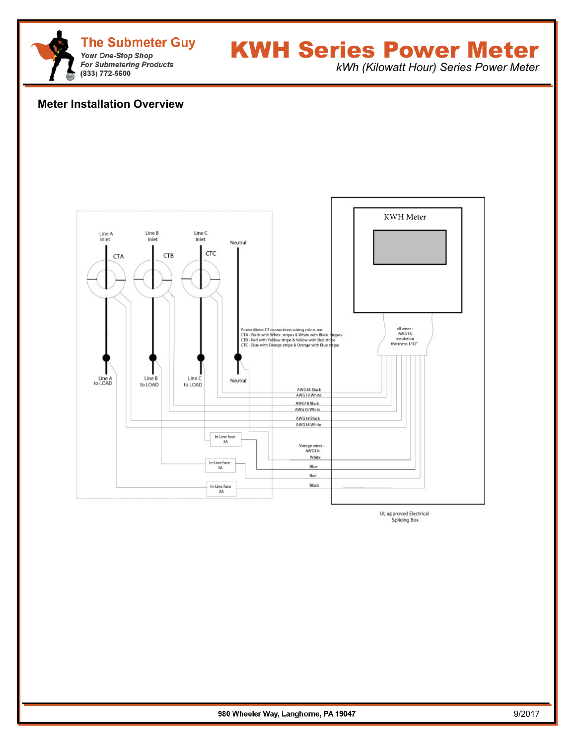## Meter Installation Overview

KWH Meter

Line A Inlet

Line B Inlet

Line C Inlet

Neutral

CTA

CTB

CTC

Power Meter CT connections wiring colors are:
CTA - Black with White stripes & White with Black stripes
CTB - Red with Yellow stripe & Yellow with Red stripe
CTC - Blue with Orange stripe & Orange with Blue stripe

all wires - AWG18, insulation thickness 1/32"

Line A to LOAD

Line B to LOAD

Line C to LOAD

Neutral

AWG18 Black

AWG18 White

AWG18 Black

AWG18 White

AWG18 Black

AWG18 White

In-Line fuse 3A

In-Line fuse 3A

In-Line fuse 3A

Votage wires - AWG18:

White

Blue

Red

Black

UL approved Electrical Splicing Box